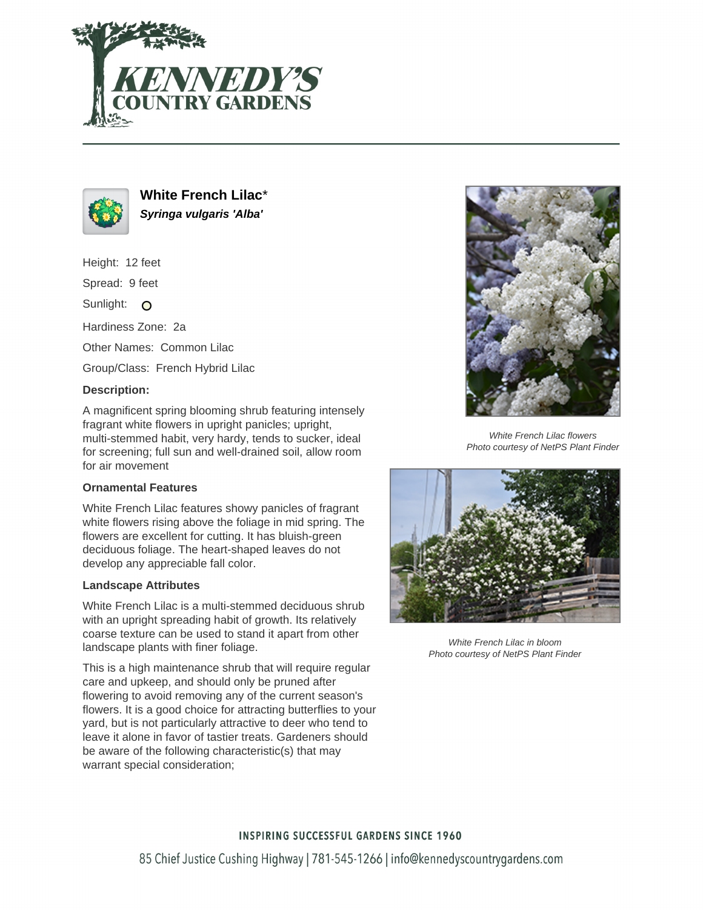# White French Lilac*

***Syringa vulgaris 'Alba'***

Height: 12 feet

Spread: 9 feet

Sunlight:

Hardiness Zone: 2a

Other Names: Common Lilac

Group/Class: French Hybrid Lilac

### Description:

A magnificent spring blooming shrub featuring intensely fragrant white flowers in upright panicles; upright, multi-stemmed habit, very hardy, tends to sucker, ideal for screening; full sun and well-drained soil, allow room for air movement

### Ornamental Features

White French Lilac features showy panicles of fragrant white flowers rising above the foliage in mid spring. The flowers are excellent for cutting. It has bluish-green deciduous foliage. The heart-shaped leaves do not develop any appreciable fall color.

### Landscape Attributes

White French Lilac is a multi-stemmed deciduous shrub with an upright spreading habit of growth. Its relatively coarse texture can be used to stand it apart from other landscape plants with finer foliage.

This is a high maintenance shrub that will require regular care and upkeep, and should only be pruned after flowering to avoid removing any of the current season's flowers. It is a good choice for attracting butterflies to your yard, but is not particularly attractive to deer who tend to leave it alone in favor of tastier treats. Gardeners should be aware of the following characteristic(s) that may warrant special consideration;

*White French Lilac flowers*
*Photo courtesy of NetPS Plant Finder*

*White French Lilac in bloom*
*Photo courtesy of NetPS Plant Finder*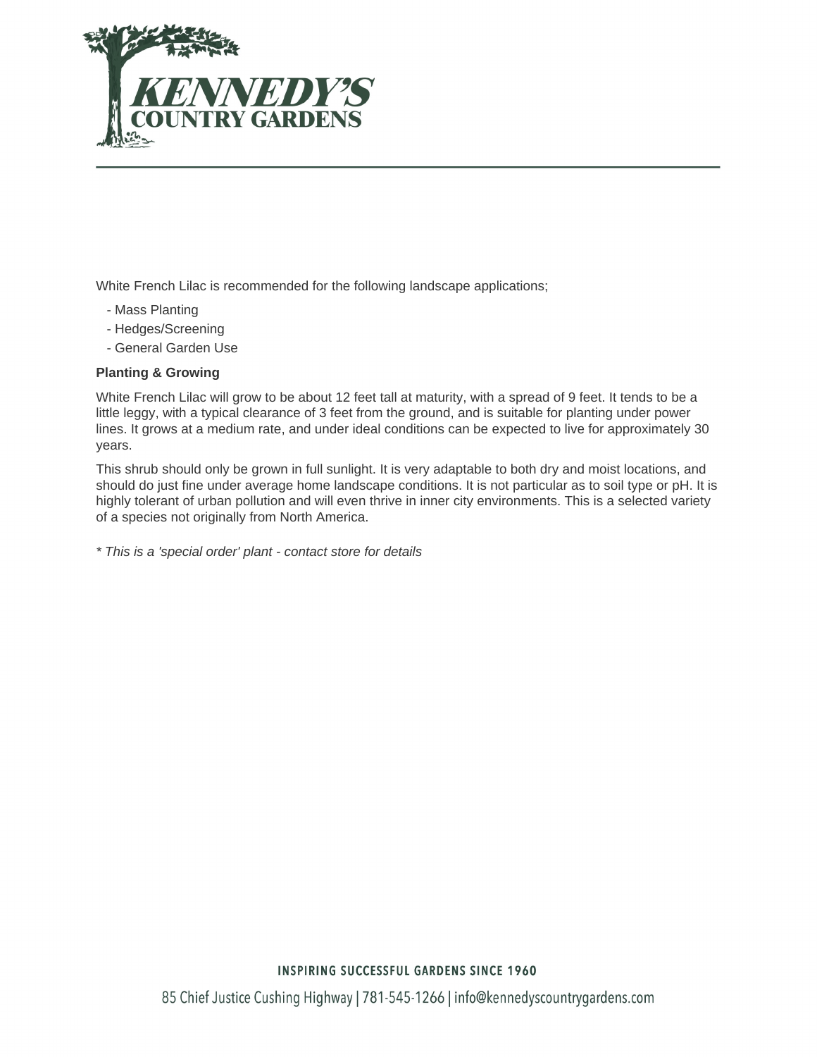White French Lilac is recommended for the following landscape applications;

- Mass Planting
- Hedges/Screening
- General Garden Use

**Planting & Growing**

White French Lilac will grow to be about 12 feet tall at maturity, with a spread of 9 feet. It tends to be a little leggy, with a typical clearance of 3 feet from the ground, and is suitable for planting under power lines. It grows at a medium rate, and under ideal conditions can be expected to live for approximately 30 years.

This shrub should only be grown in full sunlight. It is very adaptable to both dry and moist locations, and should do just fine under average home landscape conditions. It is not particular as to soil type or pH. It is highly tolerant of urban pollution and will even thrive in inner city environments. This is a selected variety of a species not originally from North America.

*\* This is a 'special order' plant - contact store for details*